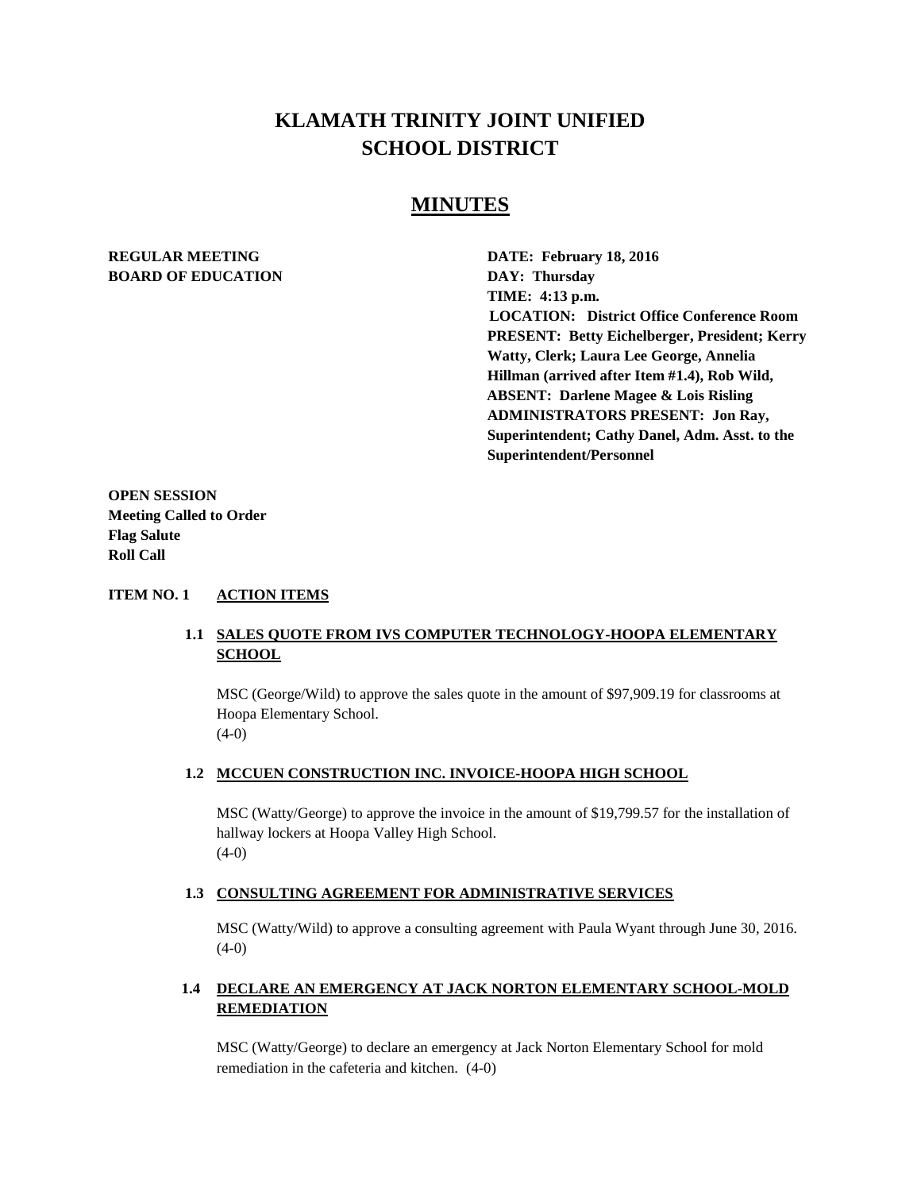# KLAMATH TRINITY JOINT UNIFIED SCHOOL DISTRICT

## MINUTES

**REGULAR MEETING**
**BOARD OF EDUCATION**

**DATE: February 18, 2016**
**DAY: Thursday**
**TIME: 4:13 p.m.**
**LOCATION: District Office Conference Room**
**PRESENT: Betty Eichelberger, President; Kerry Watty, Clerk; Laura Lee George, Annelia Hillman (arrived after Item #1.4), Rob Wild,**
**ABSENT: Darlene Magee & Lois Risling**
**ADMINISTRATORS PRESENT: Jon Ray, Superintendent; Cathy Danel, Adm. Asst. to the Superintendent/Personnel**

**OPEN SESSION**
**Meeting Called to Order**
**Flag Salute**
**Roll Call**

**ITEM NO. 1 ACTION ITEMS**

**1.1 SALES QUOTE FROM IVS COMPUTER TECHNOLOGY-HOOPA ELEMENTARY SCHOOL**

MSC (George/Wild) to approve the sales quote in the amount of $97,909.19 for classrooms at Hoopa Elementary School.
(4-0)

**1.2 MCCUEN CONSTRUCTION INC. INVOICE-HOOPA HIGH SCHOOL**

MSC (Watty/George) to approve the invoice in the amount of $19,799.57 for the installation of hallway lockers at Hoopa Valley High School.
(4-0)

**1.3 CONSULTING AGREEMENT FOR ADMINISTRATIVE SERVICES**

MSC (Watty/Wild) to approve a consulting agreement with Paula Wyant through June 30, 2016.
(4-0)

**1.4 DECLARE AN EMERGENCY AT JACK NORTON ELEMENTARY SCHOOL-MOLD REMEDIATION**

MSC (Watty/George) to declare an emergency at Jack Norton Elementary School for mold remediation in the cafeteria and kitchen. (4-0)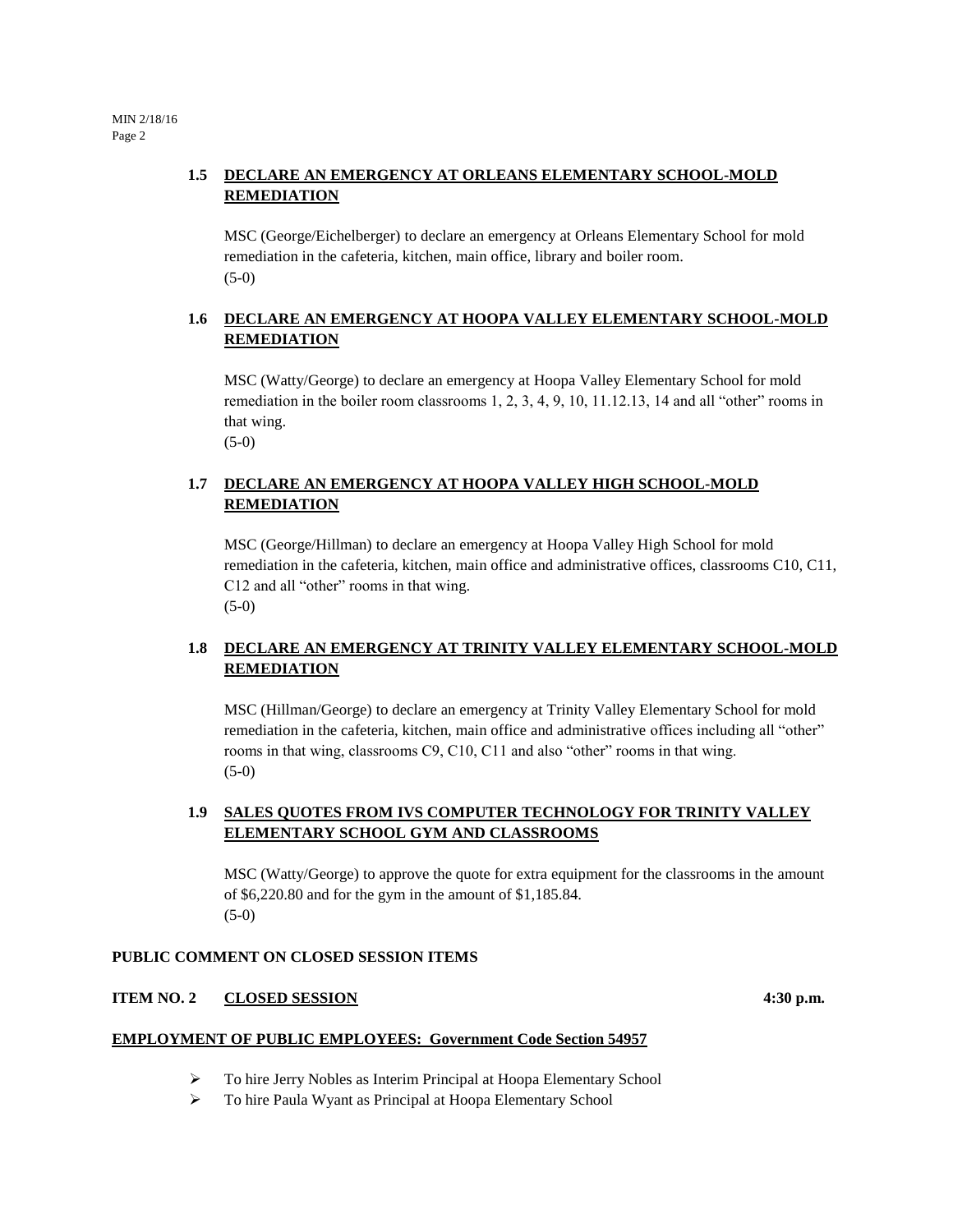### 1.5 DECLARE AN EMERGENCY AT ORLEANS ELEMENTARY SCHOOL-MOLD REMEDIATION

MSC (George/Eichelberger) to declare an emergency at Orleans Elementary School for mold remediation in the cafeteria, kitchen, main office, library and boiler room.
(5-0)

### 1.6 DECLARE AN EMERGENCY AT HOOPA VALLEY ELEMENTARY SCHOOL-MOLD REMEDIATION

MSC (Watty/George) to declare an emergency at Hoopa Valley Elementary School for mold remediation in the boiler room classrooms 1, 2, 3, 4, 9, 10, 11.12.13, 14 and all "other" rooms in that wing.
(5-0)

### 1.7 DECLARE AN EMERGENCY AT HOOPA VALLEY HIGH SCHOOL-MOLD REMEDIATION

MSC (George/Hillman) to declare an emergency at Hoopa Valley High School for mold remediation in the cafeteria, kitchen, main office and administrative offices, classrooms C10, C11, C12 and all "other" rooms in that wing.
(5-0)

### 1.8 DECLARE AN EMERGENCY AT TRINITY VALLEY ELEMENTARY SCHOOL-MOLD REMEDIATION

MSC (Hillman/George) to declare an emergency at Trinity Valley Elementary School for mold remediation in the cafeteria, kitchen, main office and administrative offices including all "other" rooms in that wing, classrooms C9, C10, C11 and also "other" rooms in that wing.
(5-0)

### 1.9 SALES QUOTES FROM IVS COMPUTER TECHNOLOGY FOR TRINITY VALLEY ELEMENTARY SCHOOL GYM AND CLASSROOMS

MSC (Watty/George) to approve the quote for extra equipment for the classrooms in the amount of $6,220.80 and for the gym in the amount of $1,185.84.
(5-0)

**PUBLIC COMMENT ON CLOSED SESSION ITEMS**

**ITEM NO. 2 CLOSED SESSION 4:30 p.m.**

**EMPLOYMENT OF PUBLIC EMPLOYEES: Government Code Section 54957**

- To hire Jerry Nobles as Interim Principal at Hoopa Elementary School
- To hire Paula Wyant as Principal at Hoopa Elementary School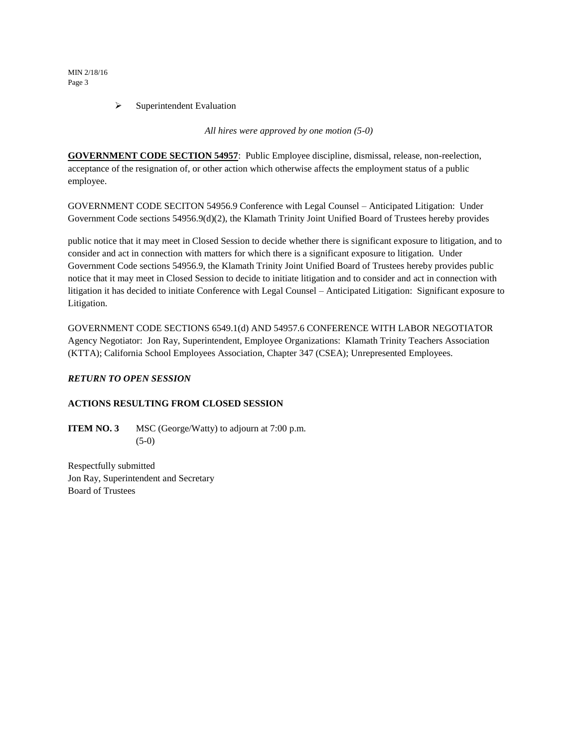- Superintendent Evaluation

*All hires were approved by one motion (5-0)*

**GOVERNMENT CODE SECTION 54957**: Public Employee discipline, dismissal, release, non-reelection, acceptance of the resignation of, or other action which otherwise affects the employment status of a public employee.

GOVERNMENT CODE SECITON 54956.9 Conference with Legal Counsel – Anticipated Litigation: Under Government Code sections 54956.9(d)(2), the Klamath Trinity Joint Unified Board of Trustees hereby provides

public notice that it may meet in Closed Session to decide whether there is significant exposure to litigation, and to consider and act in connection with matters for which there is a significant exposure to litigation. Under Government Code sections 54956.9, the Klamath Trinity Joint Unified Board of Trustees hereby provides public notice that it may meet in Closed Session to decide to initiate litigation and to consider and act in connection with litigation it has decided to initiate Conference with Legal Counsel – Anticipated Litigation: Significant exposure to Litigation.

GOVERNMENT CODE SECTIONS 6549.1(d) AND 54957.6 CONFERENCE WITH LABOR NEGOTIATOR Agency Negotiator: Jon Ray, Superintendent, Employee Organizations: Klamath Trinity Teachers Association (KTTA); California School Employees Association, Chapter 347 (CSEA); Unrepresented Employees.

***RETURN TO OPEN SESSION***

**ACTIONS RESULTING FROM CLOSED SESSION**

**ITEM NO. 3** MSC (George/Watty) to adjourn at 7:00 p.m. (5-0)

Respectfully submitted
Jon Ray, Superintendent and Secretary
Board of Trustees